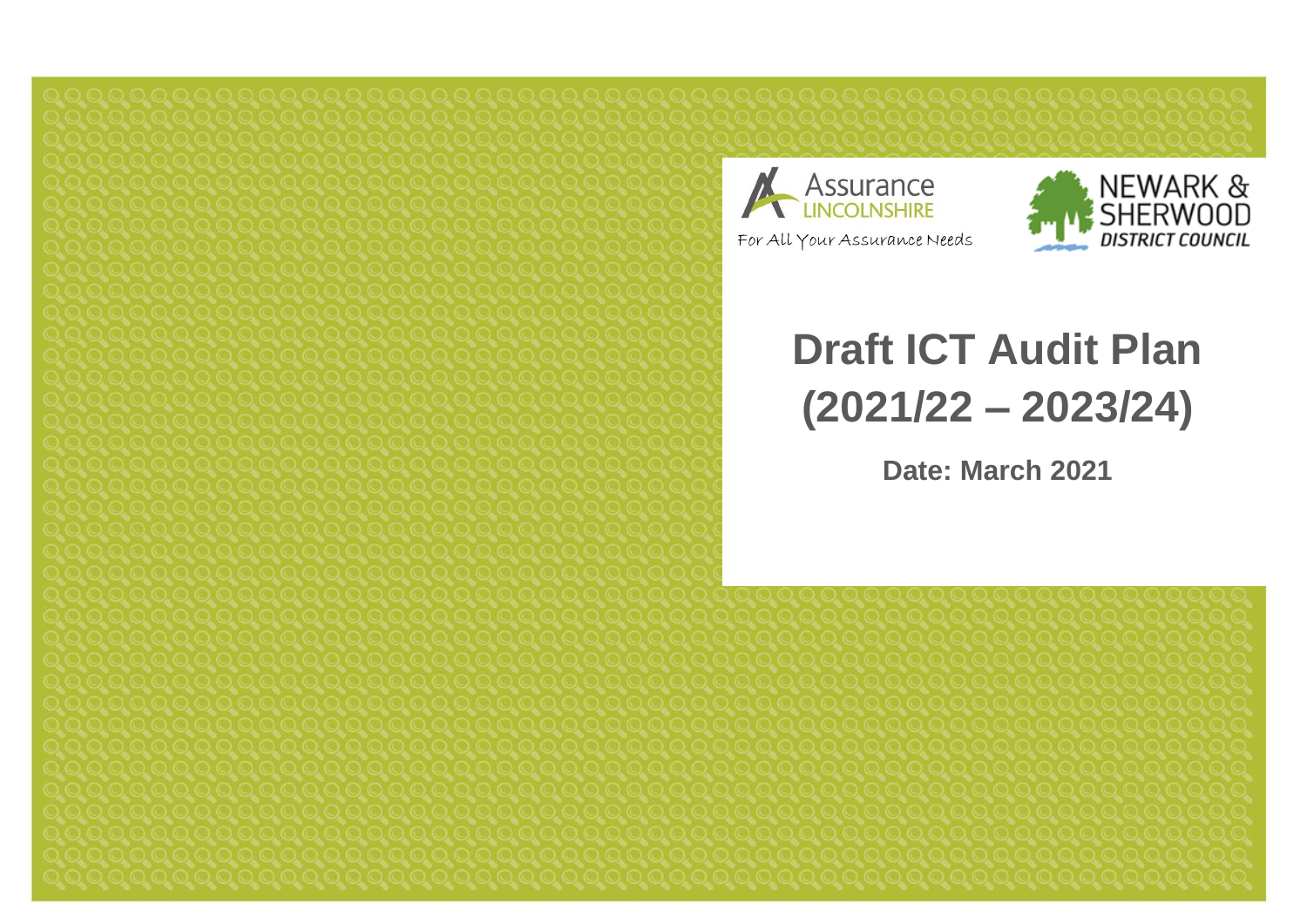Assurance LINCOLNSHIRE

For All Your Assurance Needs

NEWARK & SHERWOOD DISTRICT COUNCIL

# Draft ICT Audit Plan (2021/22 – 2023/24)

**Date: March 2021**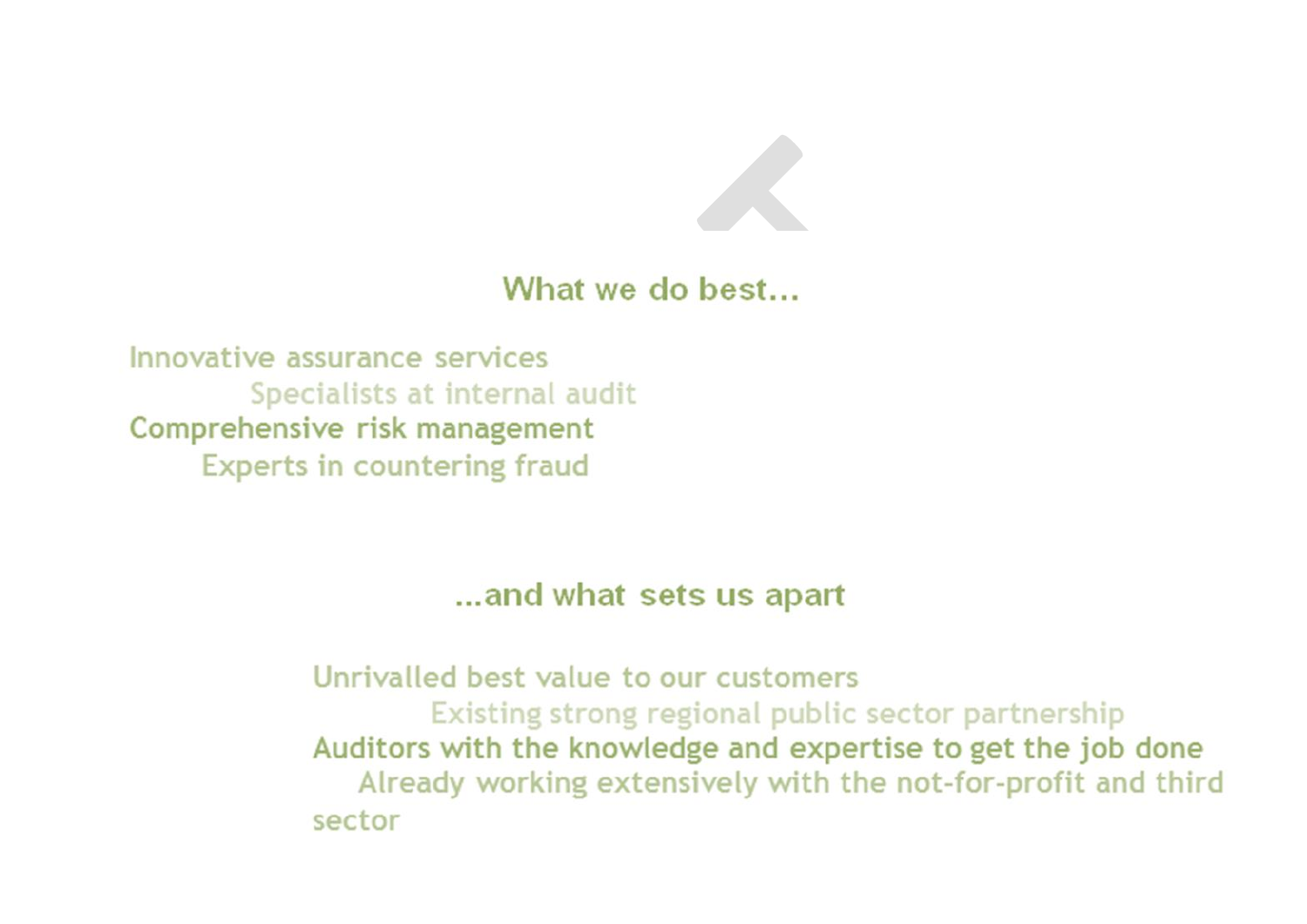## What we do best...

Innovative assurance services

Specialists at internal audit

Comprehensive risk management

Experts in countering fraud

## ...and what sets us apart

Unrivalled best value to our customers

Existing strong regional public sector partnership

Auditors with the knowledge and expertise to get the job done

Already working extensively with the not-for-profit and third sector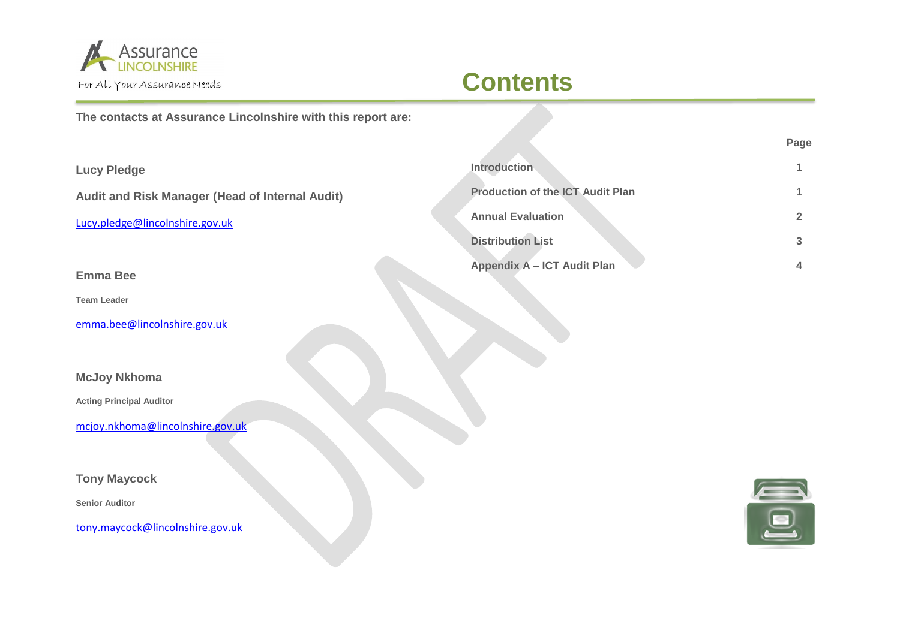Assurance LINCOLNSHIRE

For All Your Assurance Needs

# Contents

**The contacts at Assurance Lincolnshire with this report are:**

**Lucy Pledge**

**Audit and Risk Manager (Head of Internal Audit)**

Lucy.pledge@lincolnshire.gov.uk

**Emma Bee**

**Team Leader**

emma.bee@lincolnshire.gov.uk

**McJoy Nkhoma**

**Acting Principal Auditor**

mcjoy.nkhoma@lincolnshire.gov.uk

**Tony Maycock**

**Senior Auditor**

tony.maycock@lincolnshire.gov.uk

| | Page |
|---|---|
| **Introduction** | 1 |
| **Production of the ICT Audit Plan** | 1 |
| **Annual Evaluation** | 2 |
| **Distribution List** | 3 |
| **Appendix A – ICT Audit Plan** | 4 |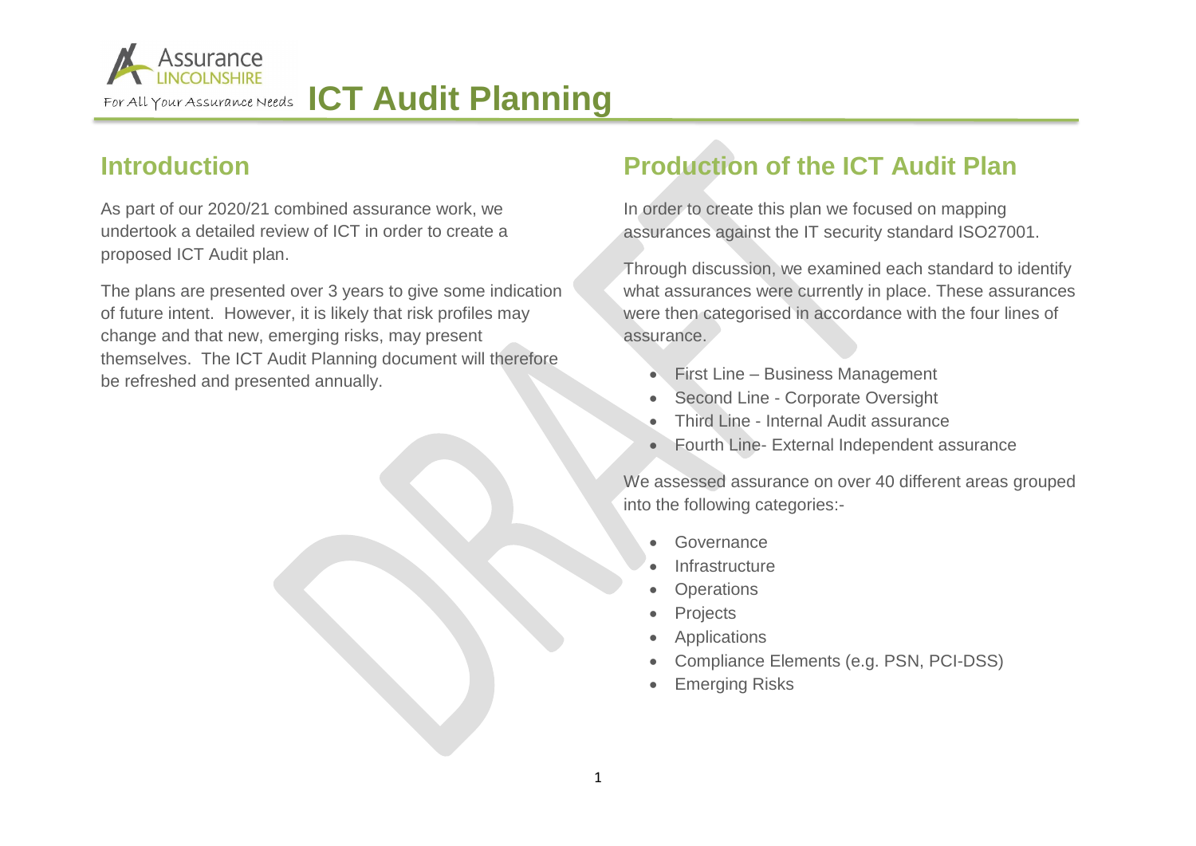# ICT Audit Planning

## Introduction

As part of our 2020/21 combined assurance work, we undertook a detailed review of ICT in order to create a proposed ICT Audit plan.

The plans are presented over 3 years to give some indication of future intent. However, it is likely that risk profiles may change and that new, emerging risks, may present themselves. The ICT Audit Planning document will therefore be refreshed and presented annually.

## Production of the ICT Audit Plan

In order to create this plan we focused on mapping assurances against the IT security standard ISO27001.

Through discussion, we examined each standard to identify what assurances were currently in place. These assurances were then categorised in accordance with the four lines of assurance.

- First Line – Business Management
- Second Line - Corporate Oversight
- Third Line - Internal Audit assurance
- Fourth Line- External Independent assurance

We assessed assurance on over 40 different areas grouped into the following categories:-

- Governance
- Infrastructure
- Operations
- Projects
- Applications
- Compliance Elements (e.g. PSN, PCI-DSS)
- Emerging Risks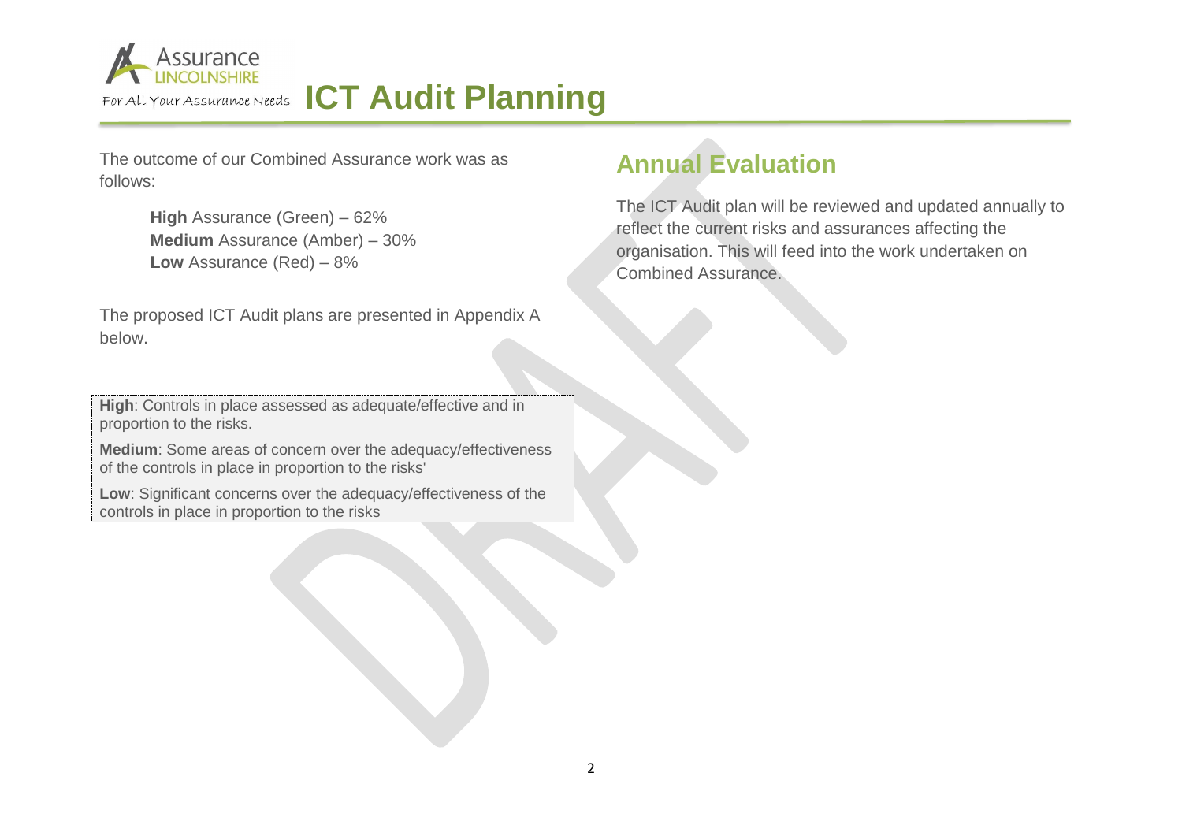# ICT Audit Planning

The outcome of our Combined Assurance work was as follows:

**High** Assurance (Green) – 62%
**Medium** Assurance (Amber) – 30%
**Low** Assurance (Red) – 8%

The proposed ICT Audit plans are presented in Appendix A below.

**High**: Controls in place assessed as adequate/effective and in proportion to the risks.

**Medium**: Some areas of concern over the adequacy/effectiveness of the controls in place in proportion to the risks'

**Low**: Significant concerns over the adequacy/effectiveness of the controls in place in proportion to the risks

## Annual Evaluation

The ICT Audit plan will be reviewed and updated annually to reflect the current risks and assurances affecting the organisation. This will feed into the work undertaken on Combined Assurance.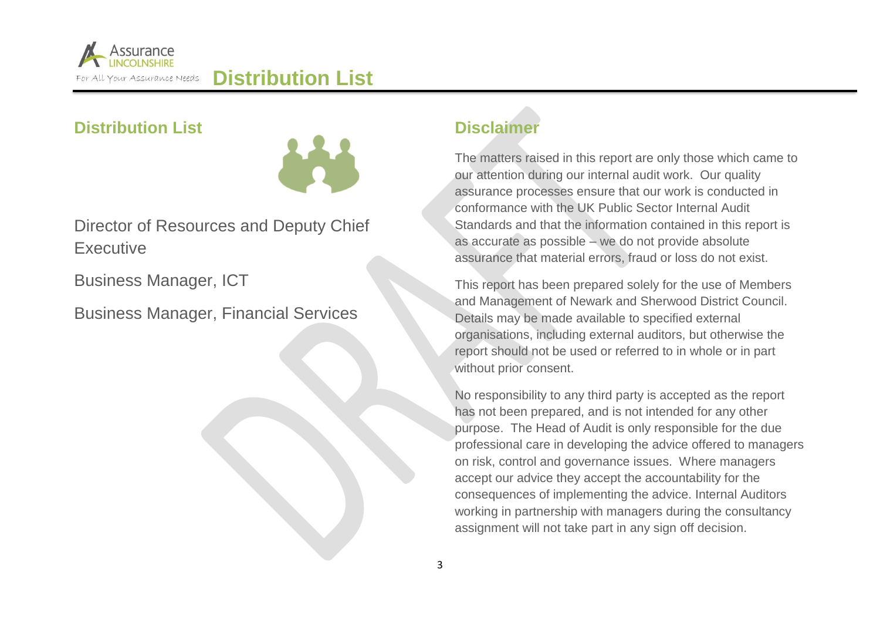# Distribution List

## Distribution List

Director of Resources and Deputy Chief Executive

Business Manager, ICT

Business Manager, Financial Services

## Disclaimer

The matters raised in this report are only those which came to our attention during our internal audit work. Our quality assurance processes ensure that our work is conducted in conformance with the UK Public Sector Internal Audit Standards and that the information contained in this report is as accurate as possible – we do not provide absolute assurance that material errors, fraud or loss do not exist.

This report has been prepared solely for the use of Members and Management of Newark and Sherwood District Council. Details may be made available to specified external organisations, including external auditors, but otherwise the report should not be used or referred to in whole or in part without prior consent.

No responsibility to any third party is accepted as the report has not been prepared, and is not intended for any other purpose. The Head of Audit is only responsible for the due professional care in developing the advice offered to managers on risk, control and governance issues. Where managers accept our advice they accept the accountability for the consequences of implementing the advice. Internal Auditors working in partnership with managers during the consultancy assignment will not take part in any sign off decision.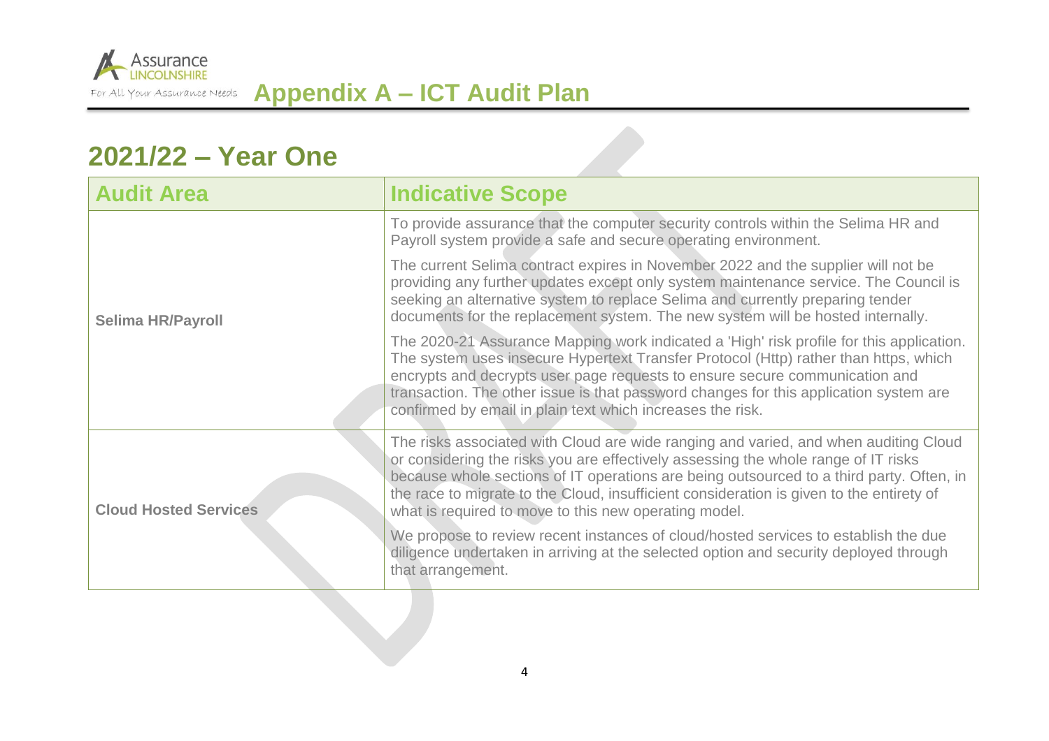# Appendix A – ICT Audit Plan

## 2021/22 – Year One

| Audit Area | Indicative Scope |
|---|---|
| **Selima HR/Payroll** | To provide assurance that the computer security controls within the Selima HR and Payroll system provide a safe and secure operating environment.<br><br>The current Selima contract expires in November 2022 and the supplier will not be providing any further updates except only system maintenance service. The Council is seeking an alternative system to replace Selima and currently preparing tender documents for the replacement system. The new system will be hosted internally.<br><br>The 2020-21 Assurance Mapping work indicated a 'High' risk profile for this application. The system uses insecure Hypertext Transfer Protocol (Http) rather than https, which encrypts and decrypts user page requests to ensure secure communication and transaction. The other issue is that password changes for this application system are confirmed by email in plain text which increases the risk. |
| **Cloud Hosted Services** | The risks associated with Cloud are wide ranging and varied, and when auditing Cloud or considering the risks you are effectively assessing the whole range of IT risks because whole sections of IT operations are being outsourced to a third party. Often, in the race to migrate to the Cloud, insufficient consideration is given to the entirety of what is required to move to this new operating model.<br><br>We propose to review recent instances of cloud/hosted services to establish the due diligence undertaken in arriving at the selected option and security deployed through that arrangement. |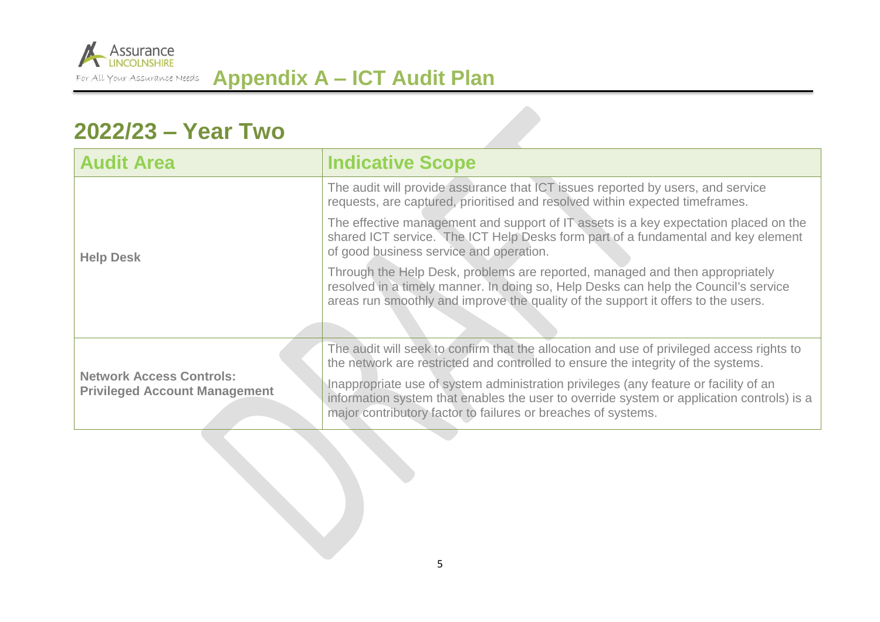# Appendix A – ICT Audit Plan

## 2022/23 – Year Two

| Audit Area | Indicative Scope |
| --- | --- |
| **Help Desk** | The audit will provide assurance that ICT issues reported by users, and service requests, are captured, prioritised and resolved within expected timeframes.<br><br>The effective management and support of IT assets is a key expectation placed on the shared ICT service. The ICT Help Desks form part of a fundamental and key element of good business service and operation.<br><br>Through the Help Desk, problems are reported, managed and then appropriately resolved in a timely manner. In doing so, Help Desks can help the Council's service areas run smoothly and improve the quality of the support it offers to the users. |
| **Network Access Controls: Privileged Account Management** | The audit will seek to confirm that the allocation and use of privileged access rights to the network are restricted and controlled to ensure the integrity of the systems.<br><br>Inappropriate use of system administration privileges (any feature or facility of an information system that enables the user to override system or application controls) is a major contributory factor to failures or breaches of systems. |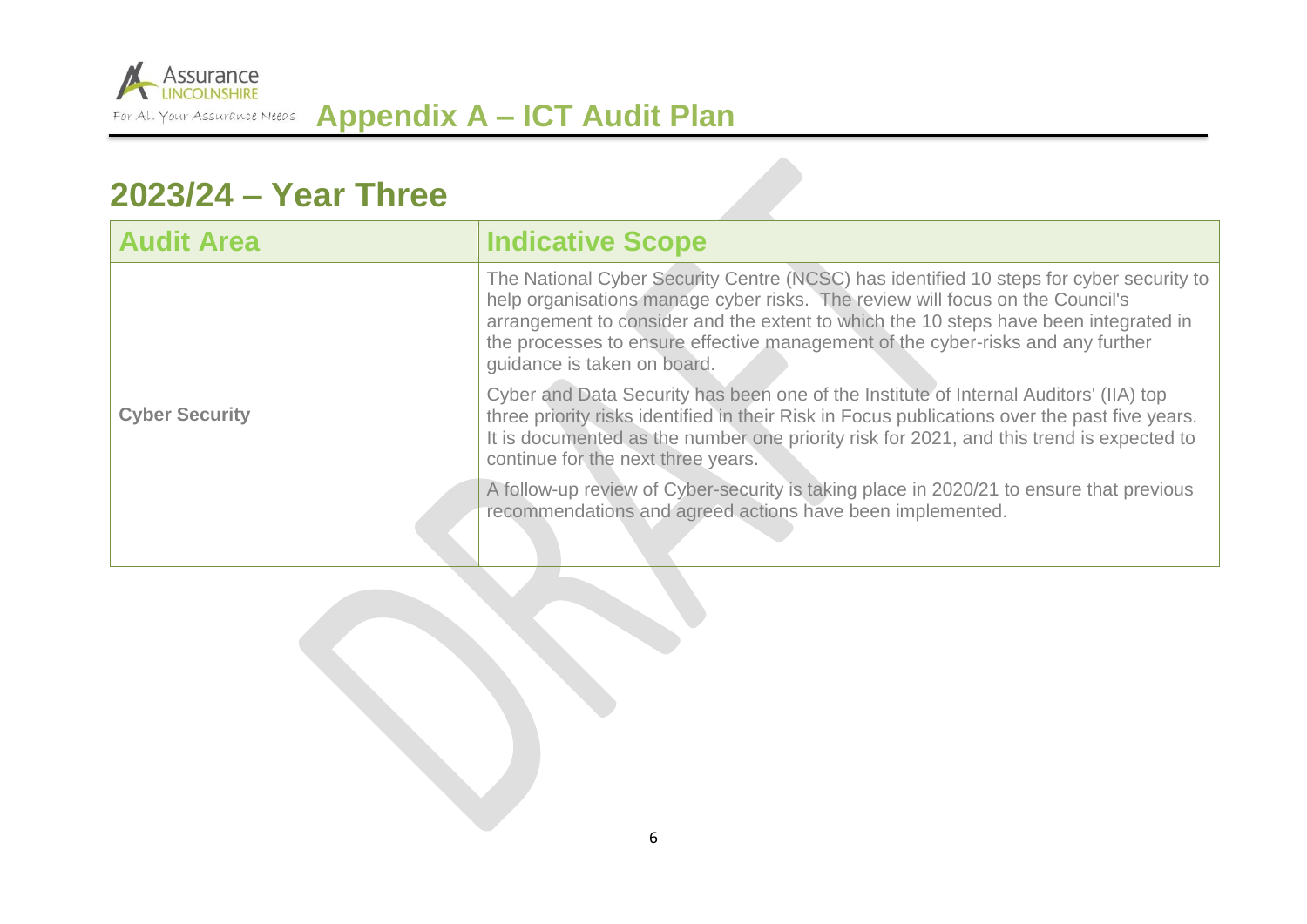# Appendix A – ICT Audit Plan

## 2023/24 – Year Three

| Audit Area | Indicative Scope |
|---|---|
| **Cyber Security** | The National Cyber Security Centre (NCSC) has identified 10 steps for cyber security to help organisations manage cyber risks. The review will focus on the Council's arrangement to consider and the extent to which the 10 steps have been integrated in the processes to ensure effective management of the cyber-risks and any further guidance is taken on board.<br><br>Cyber and Data Security has been one of the Institute of Internal Auditors' (IIA) top three priority risks identified in their Risk in Focus publications over the past five years. It is documented as the number one priority risk for 2021, and this trend is expected to continue for the next three years.<br><br>A follow-up review of Cyber-security is taking place in 2020/21 to ensure that previous recommendations and agreed actions have been implemented. |